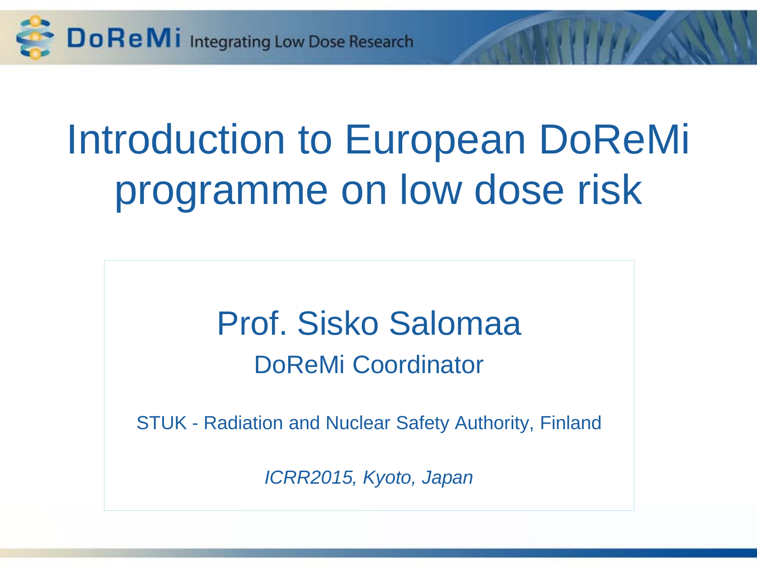DoReMi Integrating Low Dose Research

# Introduction to European DoReMi programme on low dose risk

## Prof. Sisko Salomaa

DoReMi Coordinator

STUK - Radiation and Nuclear Safety Authority, Finland

*ICRR2015, Kyoto, Japan*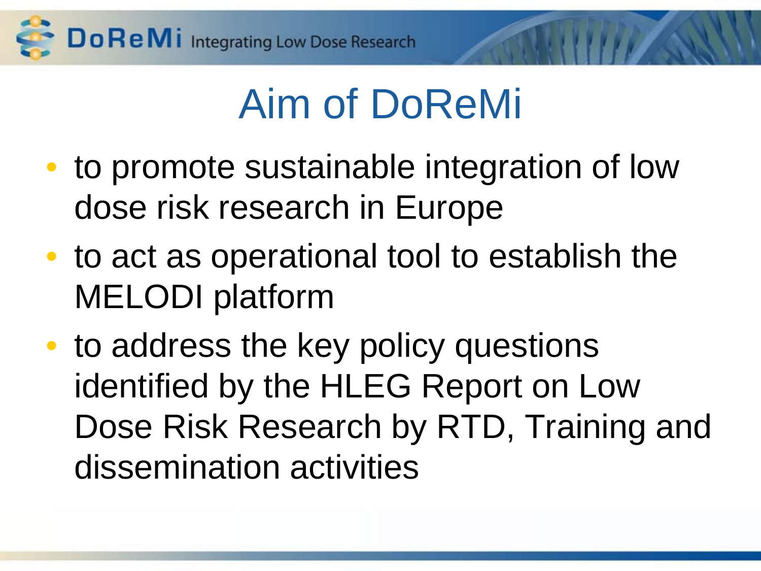# Aim of DoReMi

- to promote sustainable integration of low dose risk research in Europe
- to act as operational tool to establish the MELODI platform
- to address the key policy questions identified by the HLEG Report on Low Dose Risk Research by RTD, Training and dissemination activities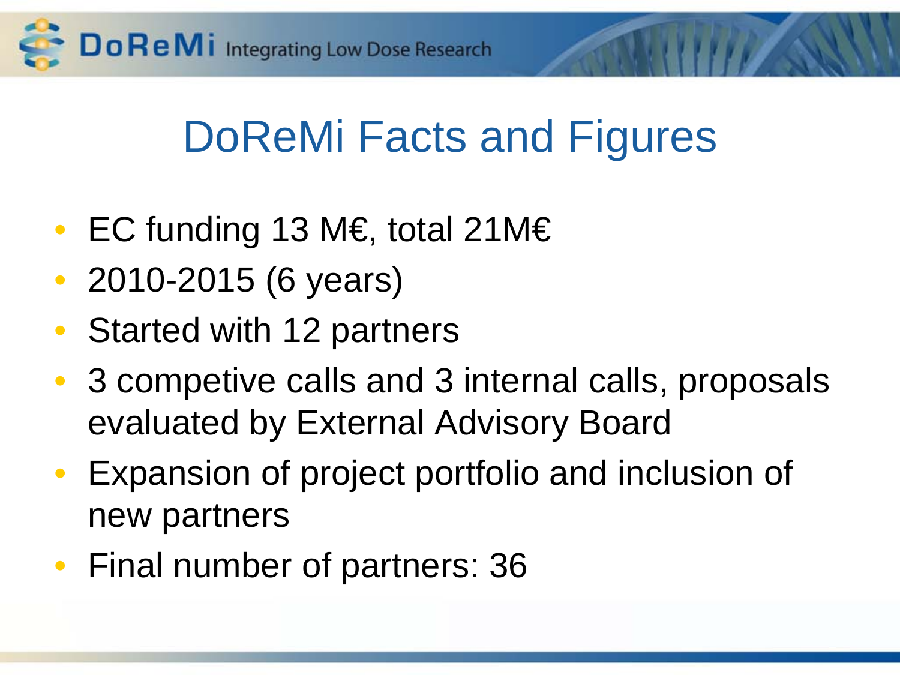# DoReMi Facts and Figures

- EC funding 13 M€, total 21M€
- 2010-2015 (6 years)
- Started with 12 partners
- 3 competive calls and 3 internal calls, proposals evaluated by External Advisory Board
- Expansion of project portfolio and inclusion of new partners
- Final number of partners: 36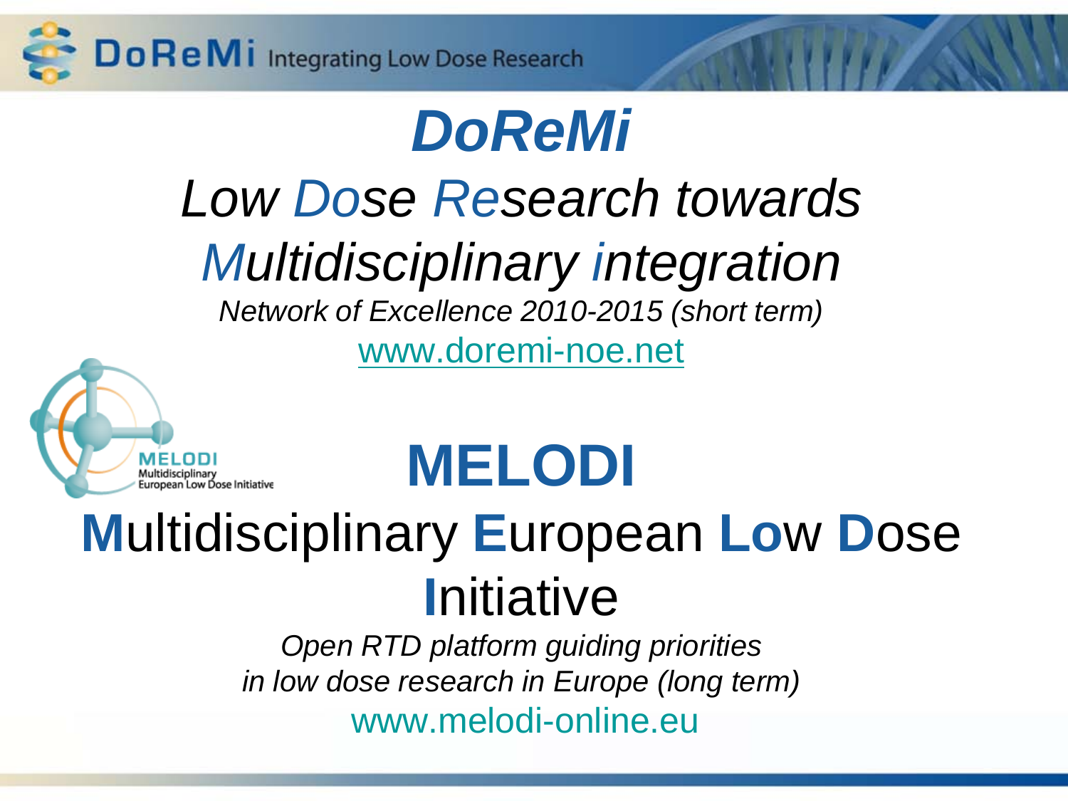# *DoReMi*

## *Low Dose Research towards Multidisciplinary integration*

*Network of Excellence 2010-2015 (short term)*

www.doremi-noe.net

# MELODI

## Multidisciplinary European Low Dose Initiative

*Open RTD platform guiding priorities in low dose research in Europe (long term)*

www.melodi-online.eu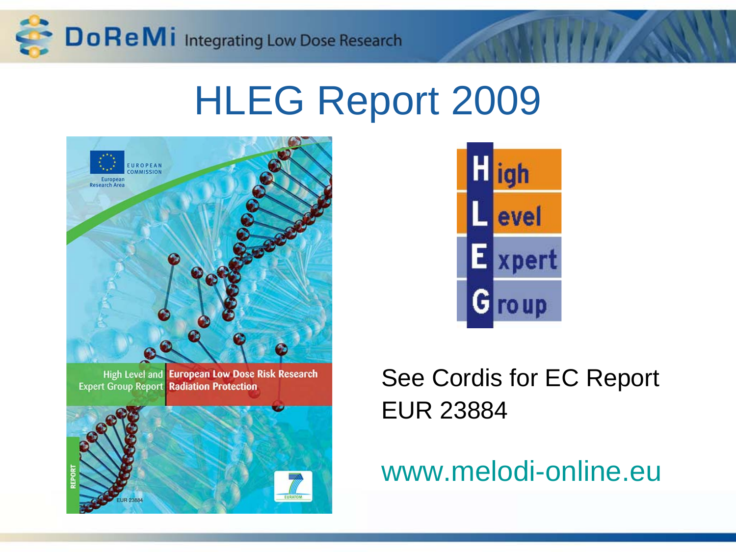# HLEG Report 2009

See Cordis for EC Report EUR 23884

www.melodi-online.eu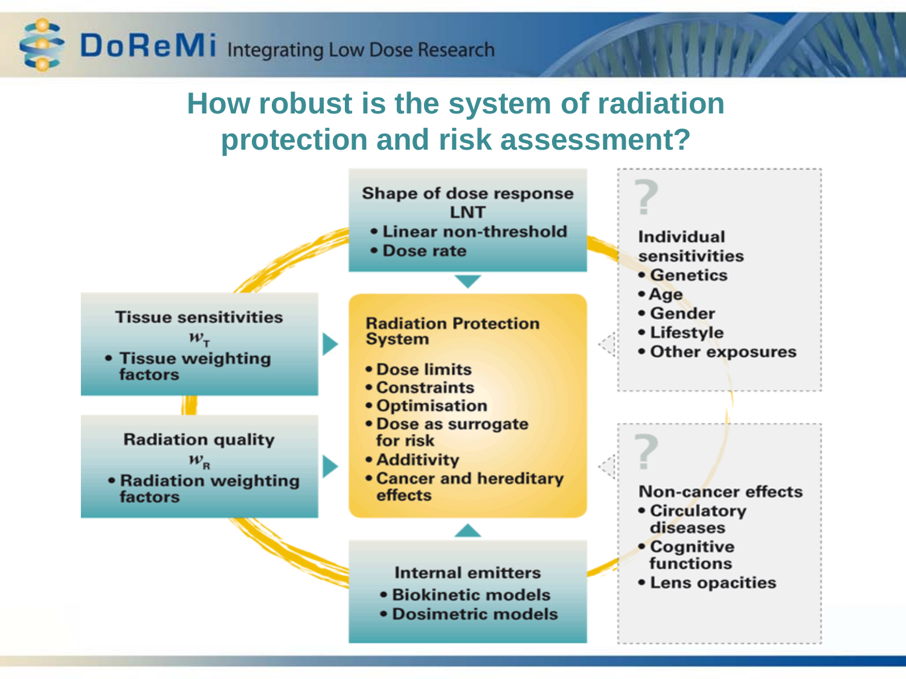# How robust is the system of radiation protection and risk assessment?

**Shape of dose response**
**LNT**
- Linear non-threshold
- Dose rate

**Tissue sensitivities**
$w_T$
- Tissue weighting factors

**Radiation quality**
$w_R$
- Radiation weighting factors

**Radiation Protection System**
- Dose limits
- Constraints
- Optimisation
- Dose as surrogate for risk
- Additivity
- Cancer and hereditary effects

**Internal emitters**
- Biokinetic models
- Dosimetric models

?

**Individual sensitivities**
- Genetics
- Age
- Gender
- Lifestyle
- Other exposures

?

**Non-cancer effects**
- Circulatory diseases
- Cognitive functions
- Lens opacities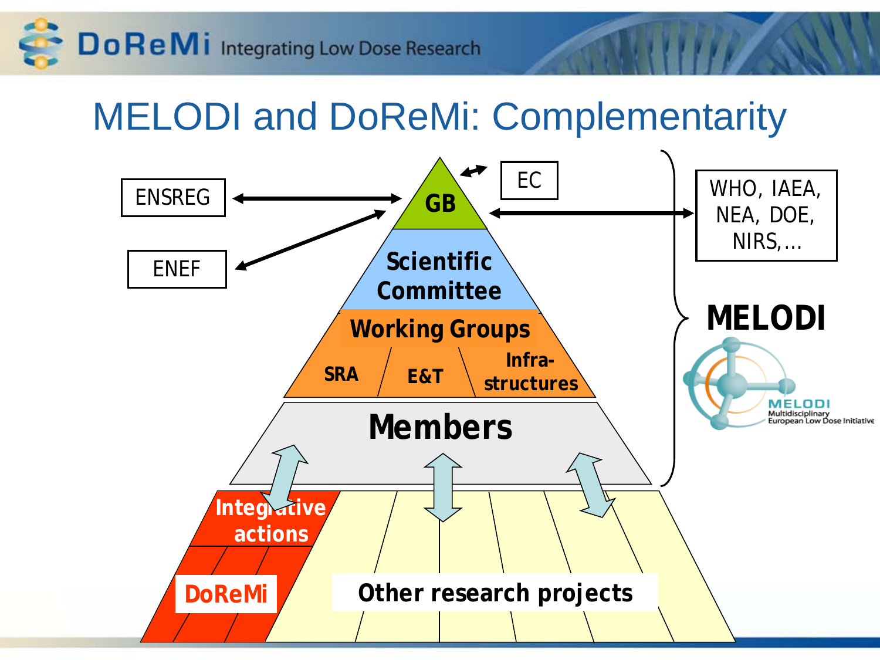# MELODI and DoReMi: Complementarity

ENSREG

ENEF

GB

EC

WHO, IAEA, NEA, DOE, NIRS,…

Scientific Committee

Working Groups

SRA | E&T | Infra-structures

Members

MELODI

MELODI Multidisciplinary European Low Dose Initiative

Integrative actions

DoReMi

Other research projects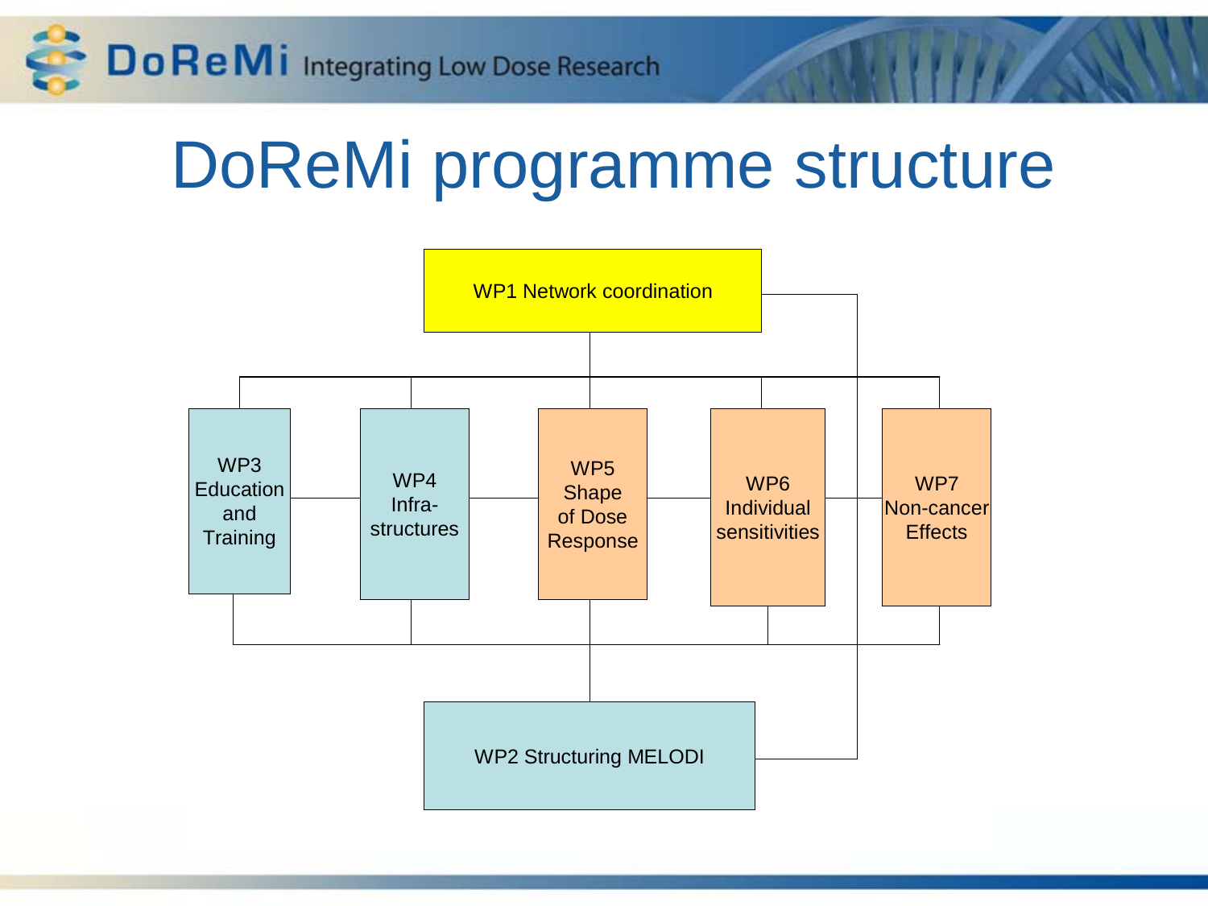# DoReMi programme structure

WP1 Network coordination

WP3 Education and Training

WP4 Infra-structures

WP5 Shape of Dose Response

WP6 Individual sensitivities

WP7 Non-cancer Effects

WP2 Structuring MELODI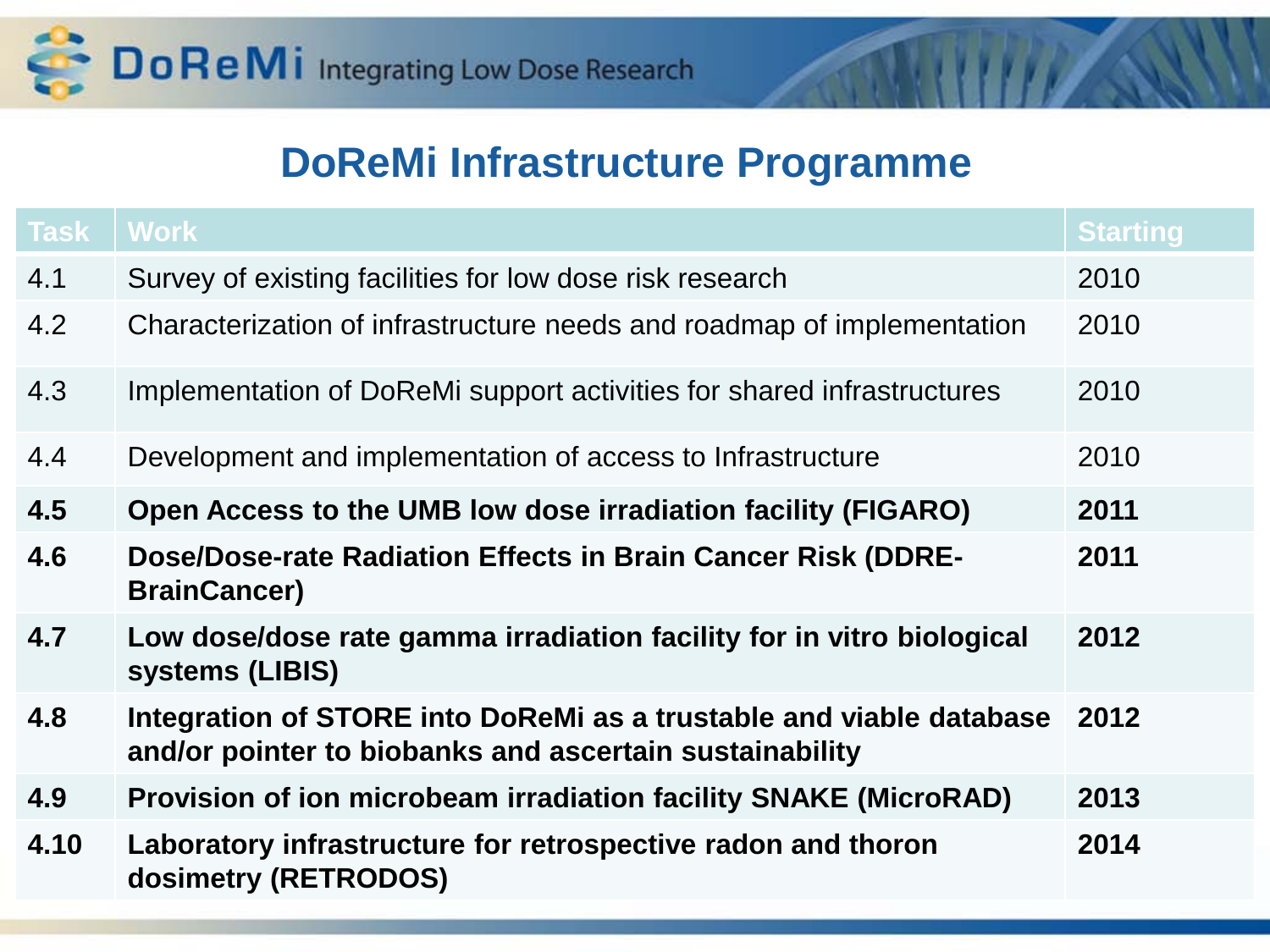# DoReMi Infrastructure Programme

| Task | Work | Starting |
|---|---|---|
| 4.1 | Survey of existing facilities for low dose risk research | 2010 |
| 4.2 | Characterization of infrastructure needs and roadmap of implementation | 2010 |
| 4.3 | Implementation of DoReMi support activities for shared infrastructures | 2010 |
| 4.4 | Development and implementation of access to Infrastructure | 2010 |
| **4.5** | **Open Access to the UMB low dose irradiation facility (FIGARO)** | **2011** |
| **4.6** | **Dose/Dose-rate Radiation Effects in Brain Cancer Risk (DDRE-BrainCancer)** | **2011** |
| **4.7** | **Low dose/dose rate gamma irradiation facility for in vitro biological systems (LIBIS)** | **2012** |
| **4.8** | **Integration of STORE into DoReMi as a trustable and viable database and/or pointer to biobanks and ascertain sustainability** | **2012** |
| **4.9** | **Provision of ion microbeam irradiation facility SNAKE (MicroRAD)** | **2013** |
| **4.10** | **Laboratory infrastructure for retrospective radon and thoron dosimetry (RETRODOS)** | **2014** |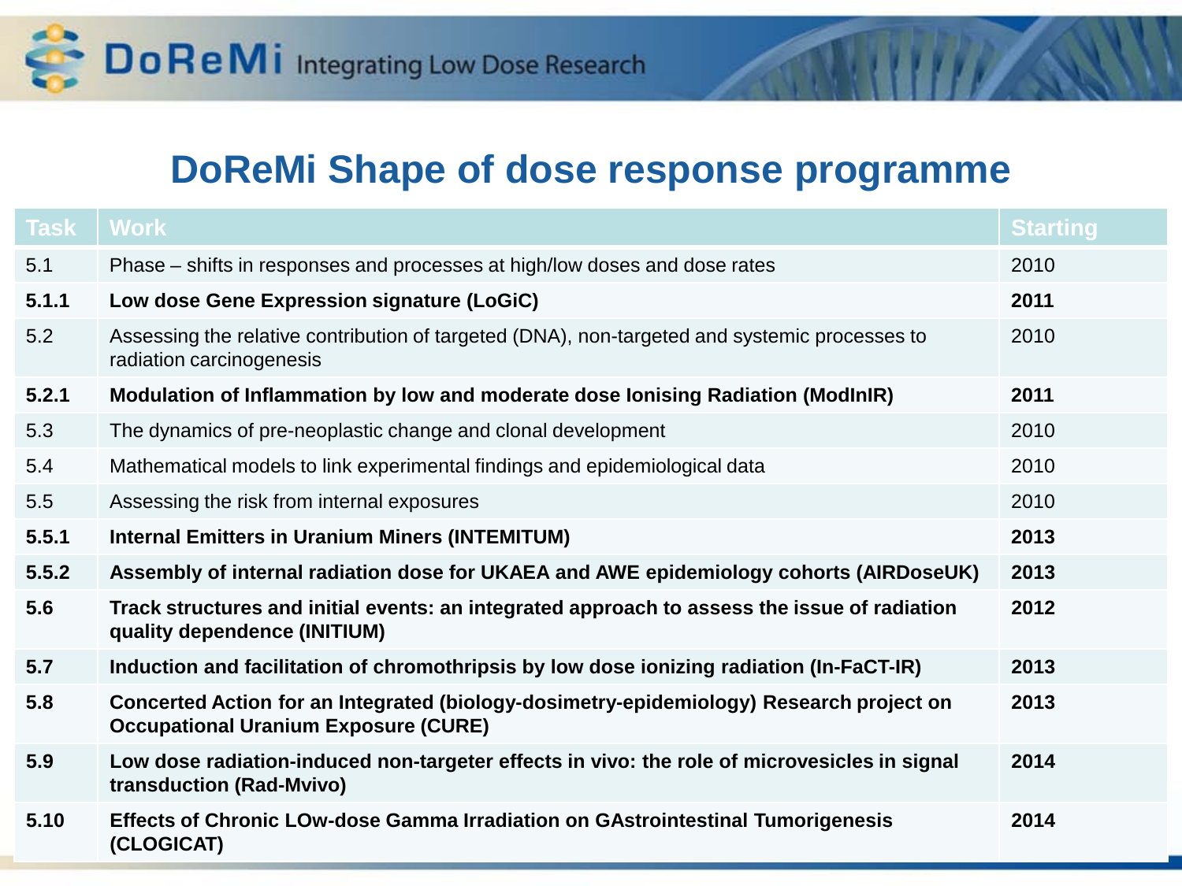# DoReMi Shape of dose response programme

| Task | Work | Starting |
|---|---|---|
| 5.1 | Phase – shifts in responses and processes at high/low doses and dose rates | 2010 |
| **5.1.1** | **Low dose Gene Expression signature (LoGiC)** | **2011** |
| 5.2 | Assessing the relative contribution of targeted (DNA), non-targeted and systemic processes to radiation carcinogenesis | 2010 |
| **5.2.1** | **Modulation of Inflammation by low and moderate dose Ionising Radiation (ModInIR)** | **2011** |
| 5.3 | The dynamics of pre-neoplastic change and clonal development | 2010 |
| 5.4 | Mathematical models to link experimental findings and epidemiological data | 2010 |
| 5.5 | Assessing the risk from internal exposures | 2010 |
| **5.5.1** | **Internal Emitters in Uranium Miners (INTEMITUM)** | **2013** |
| **5.5.2** | **Assembly of internal radiation dose for UKAEA and AWE epidemiology cohorts (AIRDoseUK)** | **2013** |
| **5.6** | **Track structures and initial events: an integrated approach to assess the issue of radiation quality dependence (INITIUM)** | **2012** |
| **5.7** | **Induction and facilitation of chromothripsis by low dose ionizing radiation (In-FaCT-IR)** | **2013** |
| **5.8** | **Concerted Action for an Integrated (biology-dosimetry-epidemiology) Research project on Occupational Uranium Exposure (CURE)** | **2013** |
| **5.9** | **Low dose radiation-induced non-targeter effects in vivo: the role of microvesicles in signal transduction (Rad-Mvivo)** | **2014** |
| **5.10** | **Effects of Chronic LOw-dose Gamma Irradiation on GAstrointestinal Tumorigenesis (CLOGICAT)** | **2014** |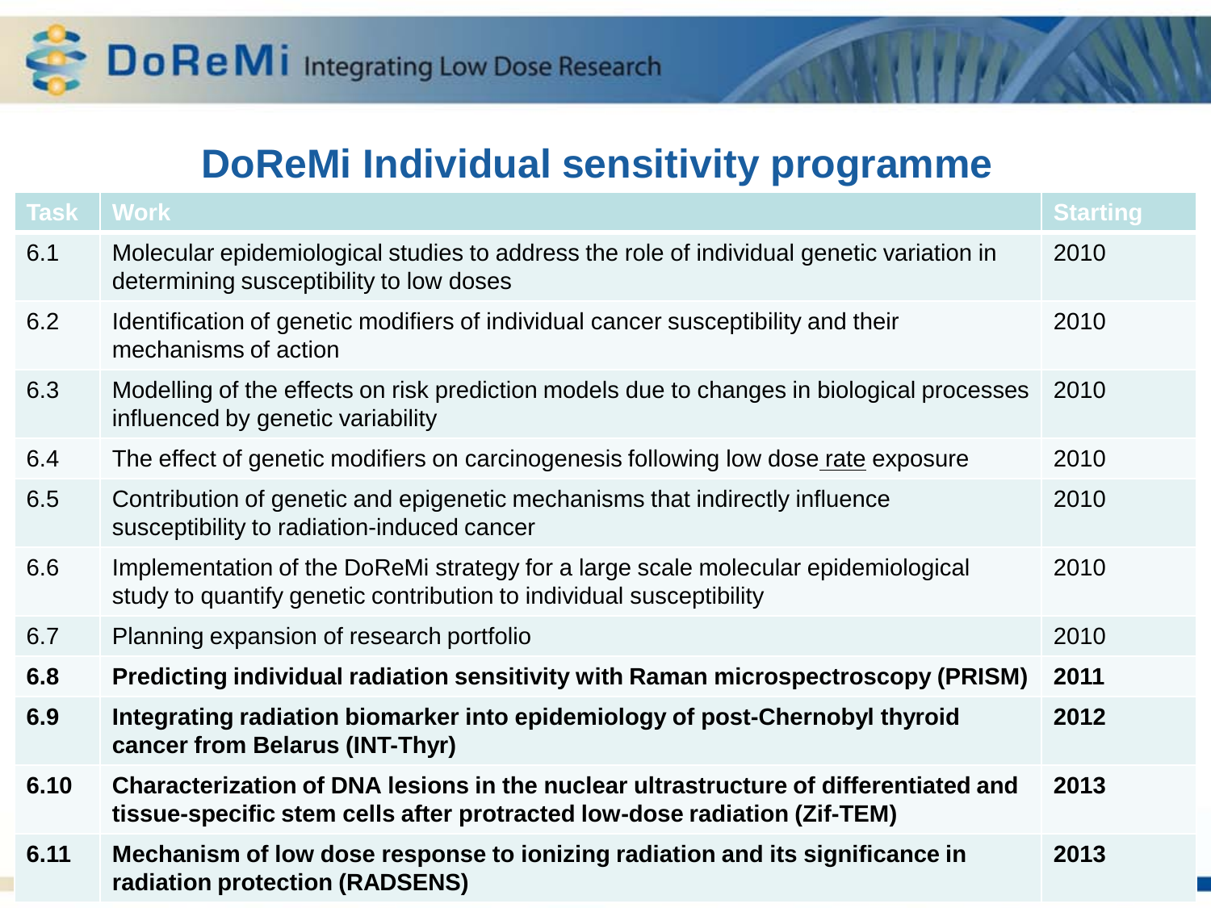# DoReMi Individual sensitivity programme

| Task | Work | Starting |
|---|---|---|
| 6.1 | Molecular epidemiological studies to address the role of individual genetic variation in determining susceptibility to low doses | 2010 |
| 6.2 | Identification of genetic modifiers of individual cancer susceptibility and their mechanisms of action | 2010 |
| 6.3 | Modelling of the effects on risk prediction models due to changes in biological processes influenced by genetic variability | 2010 |
| 6.4 | The effect of genetic modifiers on carcinogenesis following low dose rate exposure | 2010 |
| 6.5 | Contribution of genetic and epigenetic mechanisms that indirectly influence susceptibility to radiation-induced cancer | 2010 |
| 6.6 | Implementation of the DoReMi strategy for a large scale molecular epidemiological study to quantify genetic contribution to individual susceptibility | 2010 |
| 6.7 | Planning expansion of research portfolio | 2010 |
| **6.8** | **Predicting individual radiation sensitivity with Raman microspectroscopy (PRISM)** | **2011** |
| **6.9** | **Integrating radiation biomarker into epidemiology of post-Chernobyl thyroid cancer from Belarus (INT-Thyr)** | **2012** |
| **6.10** | **Characterization of DNA lesions in the nuclear ultrastructure of differentiated and tissue-specific stem cells after protracted low-dose radiation (Zif-TEM)** | **2013** |
| **6.11** | **Mechanism of low dose response to ionizing radiation and its significance in radiation protection (RADSENS)** | **2013** |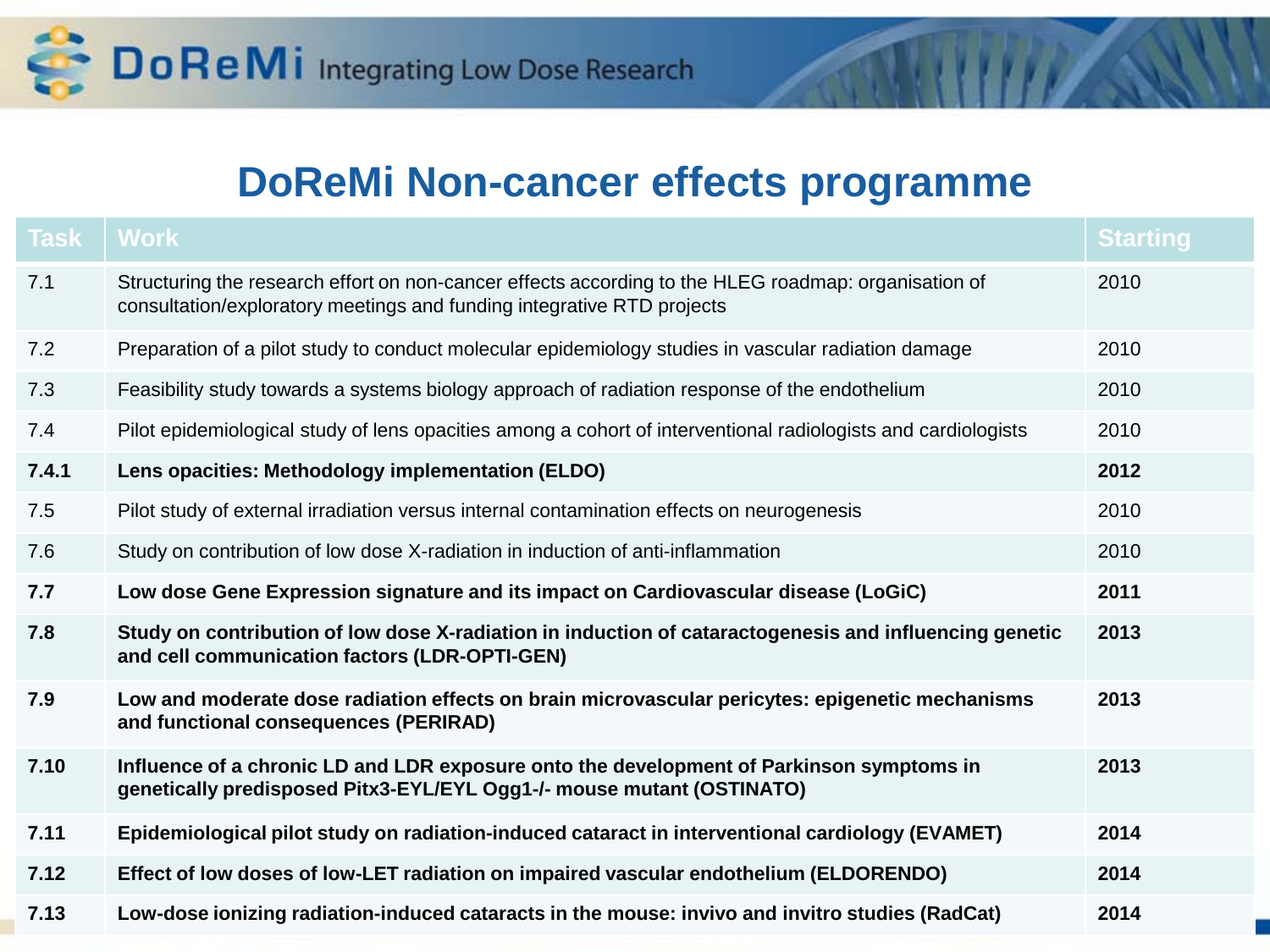# DoReMi Non-cancer effects programme

| Task | Work | Starting |
|---|---|---|
| 7.1 | Structuring the research effort on non-cancer effects according to the HLEG roadmap: organisation of consultation/exploratory meetings and funding integrative RTD projects | 2010 |
| 7.2 | Preparation of a pilot study to conduct molecular epidemiology studies in vascular radiation damage | 2010 |
| 7.3 | Feasibility study towards a systems biology approach of radiation response of the endothelium | 2010 |
| 7.4 | Pilot epidemiological study of lens opacities among a cohort of interventional radiologists and cardiologists | 2010 |
| **7.4.1** | **Lens opacities: Methodology implementation (ELDO)** | **2012** |
| 7.5 | Pilot study of external irradiation versus internal contamination effects on neurogenesis | 2010 |
| 7.6 | Study on contribution of low dose X-radiation in induction of anti-inflammation | 2010 |
| **7.7** | **Low dose Gene Expression signature and its impact on Cardiovascular disease (LoGiC)** | **2011** |
| **7.8** | **Study on contribution of low dose X-radiation in induction of cataractogenesis and influencing genetic and cell communication factors (LDR-OPTI-GEN)** | **2013** |
| **7.9** | **Low and moderate dose radiation effects on brain microvascular pericytes: epigenetic mechanisms and functional consequences (PERIRAD)** | **2013** |
| **7.10** | **Influence of a chronic LD and LDR exposure onto the development of Parkinson symptoms in genetically predisposed Pitx3-EYL/EYL Ogg1-/- mouse mutant (OSTINATO)** | **2013** |
| **7.11** | **Epidemiological pilot study on radiation-induced cataract in interventional cardiology (EVAMET)** | **2014** |
| **7.12** | **Effect of low doses of low-LET radiation on impaired vascular endothelium (ELDORENDO)** | **2014** |
| **7.13** | **Low-dose ionizing radiation-induced cataracts in the mouse: invivo and invitro studies (RadCat)** | **2014** |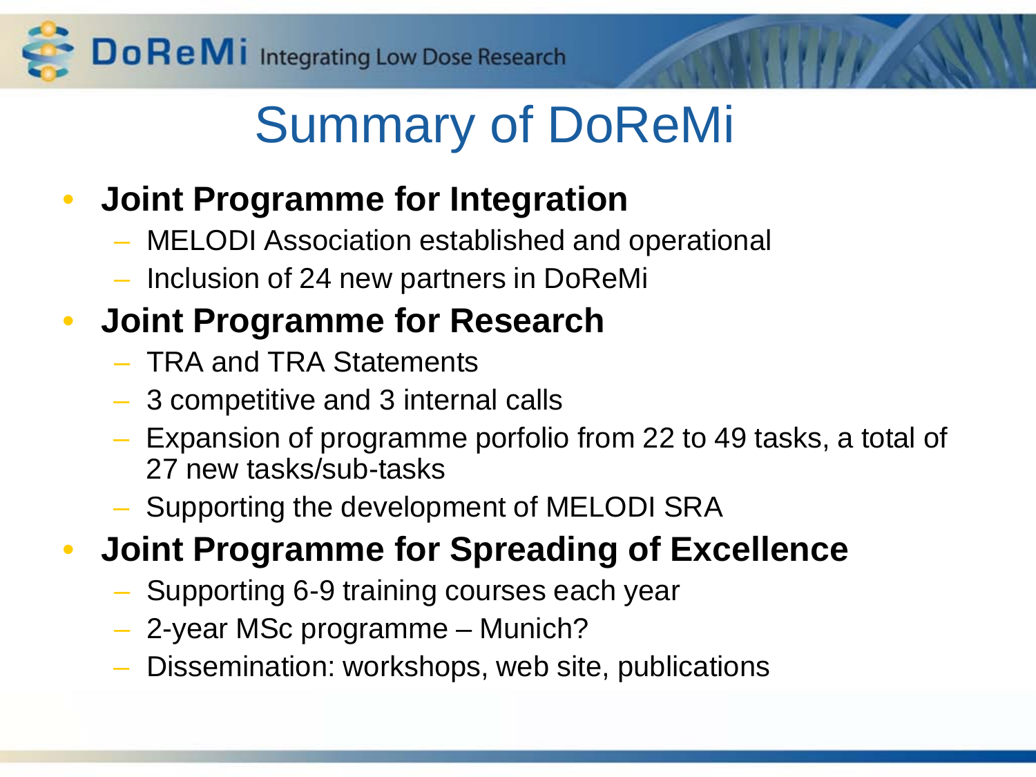# Summary of DoReMi

- **Joint Programme for Integration**
  - MELODI Association established and operational
  - Inclusion of 24 new partners in DoReMi
- **Joint Programme for Research**
  - TRA and TRA Statements
  - 3 competitive and 3 internal calls
  - Expansion of programme porfolio from 22 to 49 tasks, a total of 27 new tasks/sub-tasks
  - Supporting the development of MELODI SRA
- **Joint Programme for Spreading of Excellence**
  - Supporting 6-9 training courses each year
  - 2-year MSc programme – Munich?
  - Dissemination: workshops, web site, publications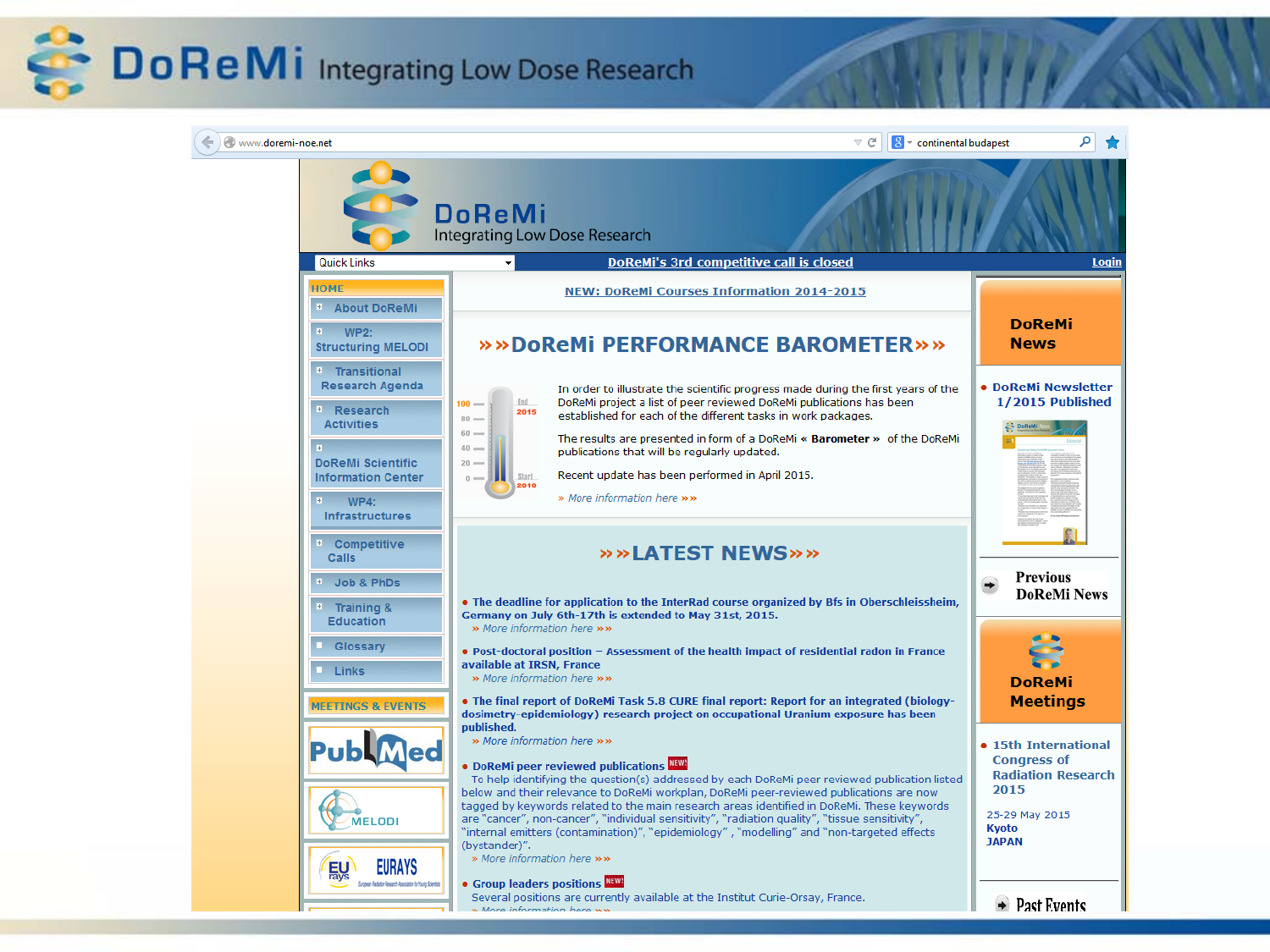# DoReMi Integrating Low Dose Research

www.doremi-noe.net

DoReMi
Integrating Low Dose Research

Quick Links | **DoReMi's 3rd competitive call is closed** | Login

- HOME
- About DoReMi
- WP2: Structuring MELODI
- Transitional Research Agenda
- Research Activities
- DoReMi Scientific Information Center
- WP4: Infrastructures
- Competitive Calls
- Job & PhDs
- Training & Education
- Glossary
- Links

MEETINGS & EVENTS

PubMed

MELODI

EURAYS

**NEW: DoReMi Courses Information 2014-2015**

## »» DoReMi PERFORMANCE BAROMETER »»

In order to illustrate the scientific progress made during the first years of the DoReMi project a list of peer reviewed DoReMi publications has been established for each of the different tasks in work packages.

The results are presented in form of a DoReMi « **Barometer** » of the DoReMi publications that will be regularly updated.

Recent update has been performed in April 2015.

» More information here »»

## »» LATEST NEWS »»

- **The deadline for application to the InterRad course organized by Bfs in Oberschleissheim, Germany on July 6th-17th is extended to May 31st, 2015.**
  » More information here »»
- **Post-doctoral position – Assessment of the health impact of residential radon in France available at IRSN, France**
  » More information here »»
- **The final report of DoReMi Task 5.8 CURE final report: Report for an integrated (biology-dosimetry-epidemiology) research project on occupational Uranium exposure has been published.**
  » More information here »»
- **DoReMi peer reviewed publications** NEW!
  To help identifying the question(s) addressed by each DoReMi peer reviewed publication listed below and their relevance to DoReMi workplan, DoReMi peer-reviewed publications are now tagged by keywords related to the main research areas identified in DoReMi. These keywords are "cancer", non-cancer", "individual sensitivity", "radiation quality", "tissue sensitivity", "internal emitters (contamination)", "epidemiology", "modelling" and "non-targeted effects (bystander)".
  » More information here »»
- **Group leaders positions** NEW!
  Several positions are currently available at the Institut Curie-Orsay, France.

## DoReMi News

- **DoReMi Newsletter 1/2015 Published**

Previous DoReMi News

## DoReMi Meetings

- **15th International Congress of Radiation Research 2015**

25-29 May 2015
Kyoto
JAPAN

Past Events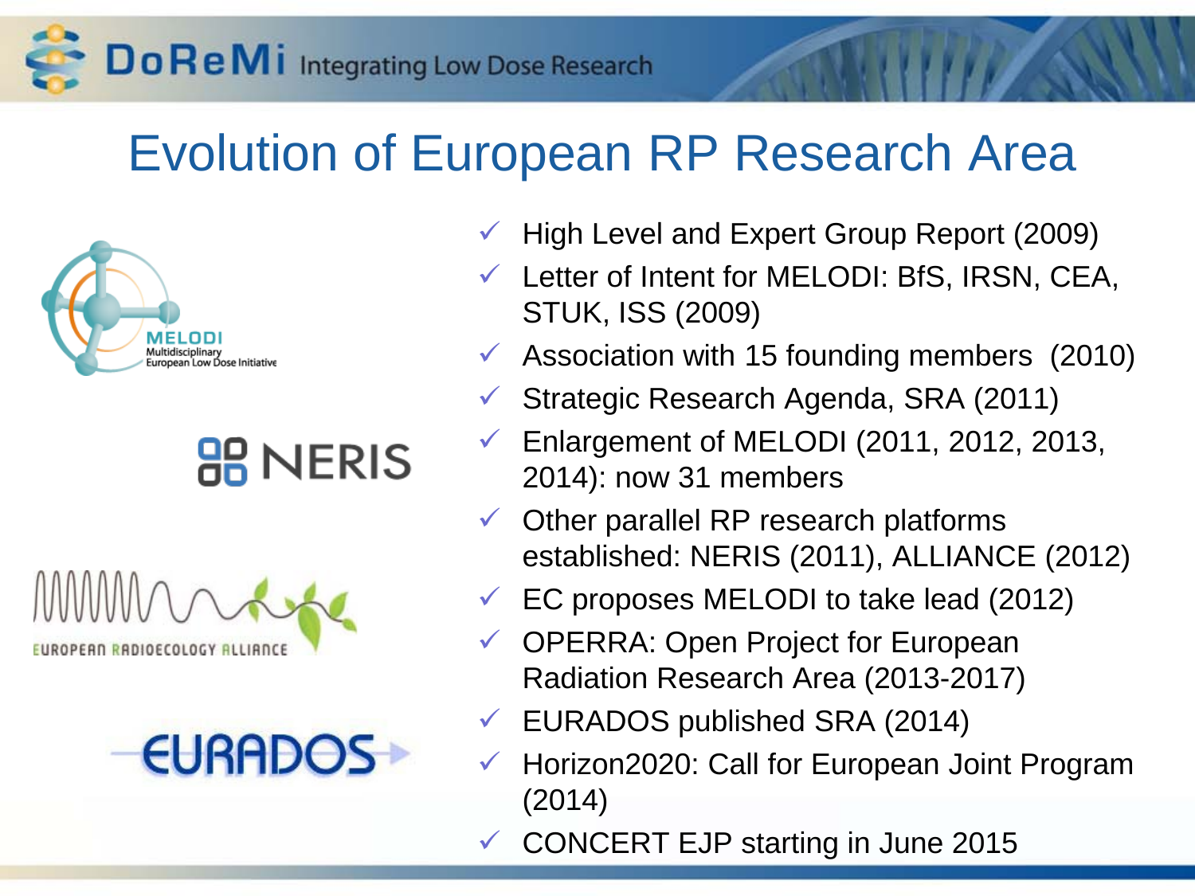# Evolution of European RP Research Area

MELODI Multidisciplinary European Low Dose Initiative

NERIS

EUROPEAN RADIOECOLOGY ALLIANCE

EURADOS

- ✓ High Level and Expert Group Report (2009)
- ✓ Letter of Intent for MELODI: BfS, IRSN, CEA, STUK, ISS (2009)
- ✓ Association with 15 founding members (2010)
- ✓ Strategic Research Agenda, SRA (2011)
- ✓ Enlargement of MELODI (2011, 2012, 2013, 2014): now 31 members
- ✓ Other parallel RP research platforms established: NERIS (2011), ALLIANCE (2012)
- ✓ EC proposes MELODI to take lead (2012)
- ✓ OPERRA: Open Project for European Radiation Research Area (2013-2017)
- ✓ EURADOS published SRA (2014)
- ✓ Horizon2020: Call for European Joint Program (2014)
- ✓ CONCERT EJP starting in June 2015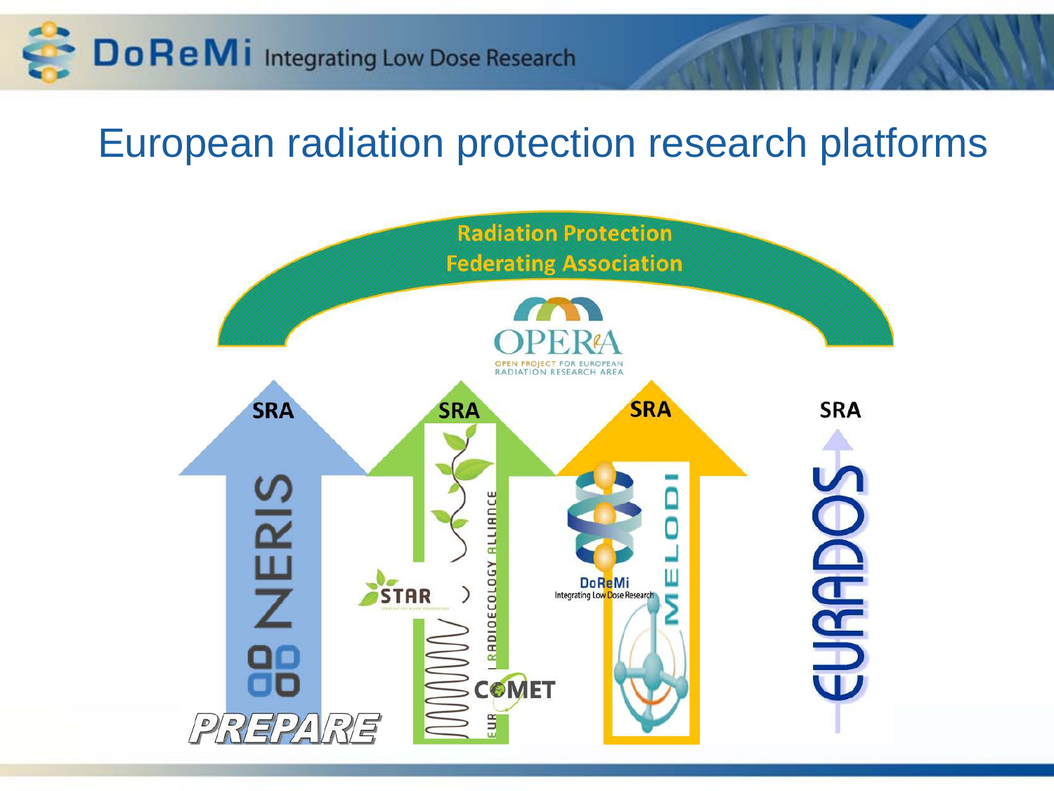# European radiation protection research platforms

Radiation Protection Federating Association

OPERA

OPEN PROJECT FOR EUROPEAN RADIATION RESEARCH AREA

SRA

SRA

SRA

SRA

NERIS

PREPARE

EUROPEAN RADIOECOLOGY ALLIANCE

STAR

COMET

DoReMi Integrating Low Dose Research

MELODI

EURADOS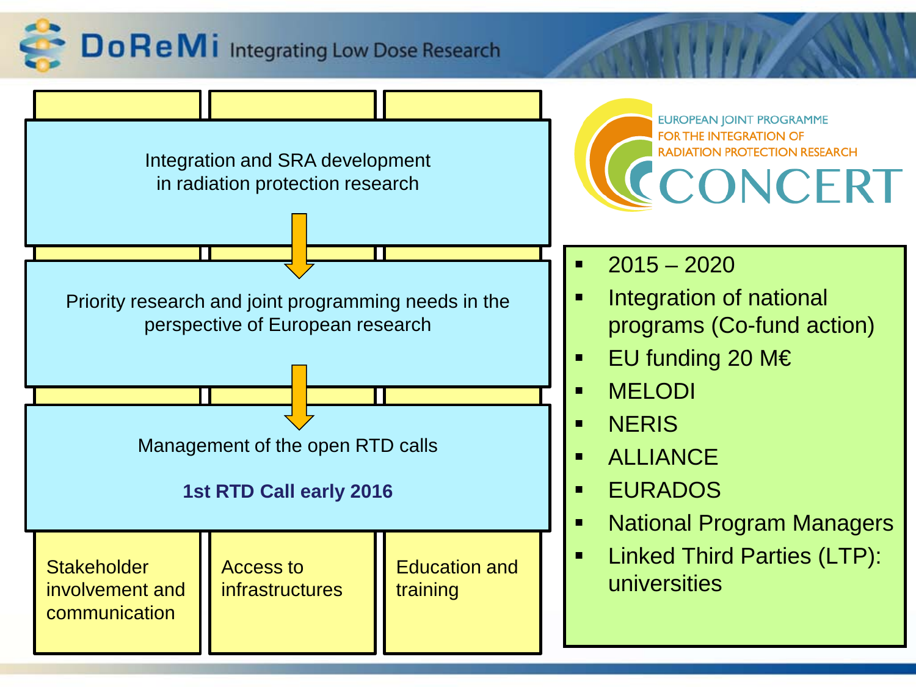# DoReMi Integrating Low Dose Research

Integration and SRA development in radiation protection research

Priority research and joint programming needs in the perspective of European research

Management of the open RTD calls

**1st RTD Call early 2016**

Stakeholder involvement and communication

Access to infrastructures

Education and training

EUROPEAN JOINT PROGRAMME FOR THE INTEGRATION OF RADIATION PROTECTION RESEARCH

CONCERT

- 2015 – 2020
- Integration of national programs (Co-fund action)
- EU funding 20 M€
- MELODI
- NERIS
- ALLIANCE
- EURADOS
- National Program Managers
- Linked Third Parties (LTP): universities